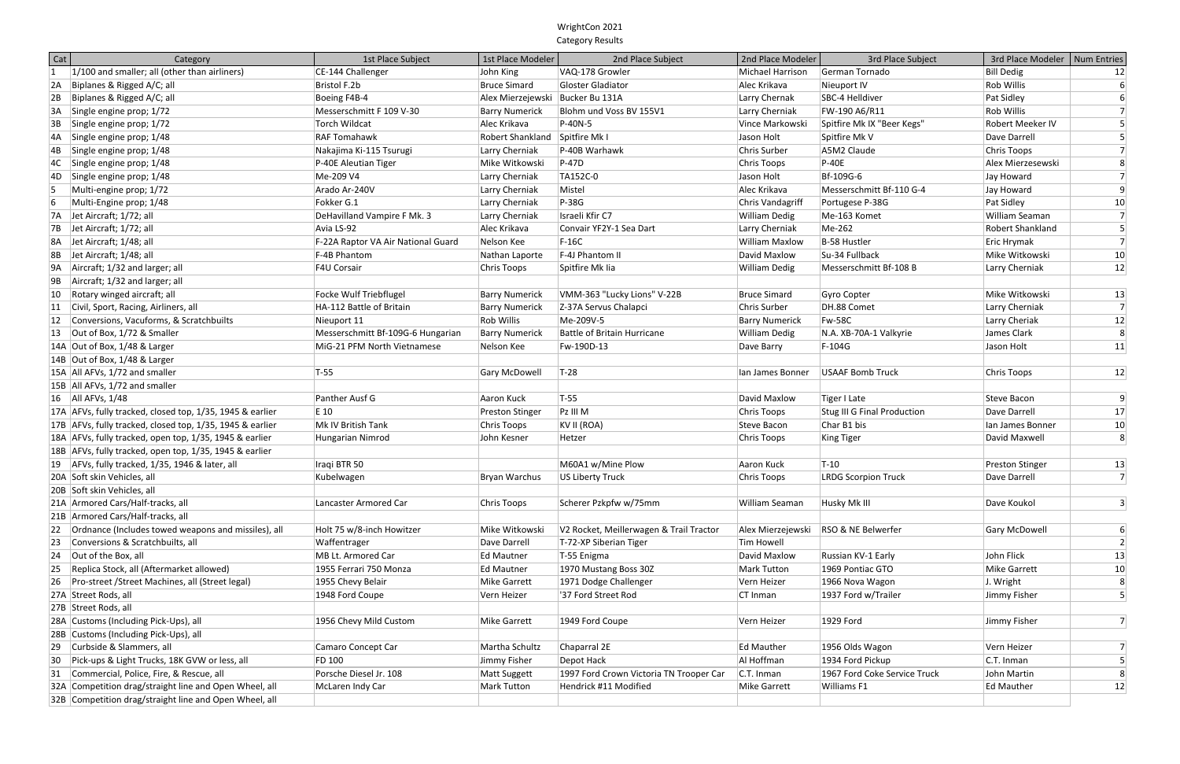WrightCon 2021

Category Results

| Cat | Category | 1st Place Subject | 1st Place Modeler | 2nd Place Subject | 2nd Place Modeler | 3rd Place Subject | 3rd Place Modeler | Num Entries |
|---|---|---|---|---|---|---|---|---|
| 1 | 1/100 and smaller; all (other than airliners) | CE-144 Challenger | John King | VAQ-178 Growler | Michael Harrison | German Tornado | Bill Dedig | 12 |
| 2A | Biplanes & Rigged A/C; all | Bristol F.2b | Bruce Simard | Gloster Gladiator | Alec Krikava | Nieuport IV | Rob Willis | 6 |
| 2B | Biplanes & Rigged A/C; all | Boeing F4B-4 | Alex Mierzejewski | Bucker Bu 131A | Larry Chernak | SBC-4 Helldiver | Pat Sidley | 6 |
| 3A | Single engine prop; 1/72 | Messerschmitt F 109 V-30 | Barry Numerick | Blohm und Voss BV 155V1 | Larry Cherniak | FW-190 A6/R11 | Rob Willis | 7 |
| 3B | Single engine prop; 1/72 | Torch Wildcat | Alec Krikava | P-40N-5 | Vince Markowski | Spitfire Mk IX "Beer Kegs" | Robert Meeker IV | 5 |
| 4A | Single engine prop; 1/48 | RAF Tomahawk | Robert Shankland | Spitfire Mk I | Jason Holt | Spitfire Mk V | Dave Darrell | 5 |
| 4B | Single engine prop; 1/48 | Nakajima Ki-115 Tsurugi | Larry Cherniak | P-40B Warhawk | Chris Surber | A5M2 Claude | Chris Toops | 7 |
| 4C | Single engine prop; 1/48 | P-40E Aleutian Tiger | Mike Witkowski | P-47D | Chris Toops | P-40E | Alex Mierzesewski | 8 |
| 4D | Single engine prop; 1/48 | Me-209 V4 | Larry Cherniak | TA152C-0 | Jason Holt | Bf-109G-6 | Jay Howard | 7 |
| 5 | Multi-engine prop; 1/72 | Arado Ar-240V | Larry Cherniak | Mistel | Alec Krikava | Messerschmitt Bf-110 G-4 | Jay Howard | 9 |
| 6 | Multi-Engine prop; 1/48 | Fokker G.1 | Larry Cherniak | P-38G | Chris Vandagriff | Portugese P-38G | Pat Sidley | 10 |
| 7A | Jet Aircraft; 1/72; all | DeHavilland Vampire F Mk. 3 | Larry Cherniak | Israeli Kfir C7 | William Dedig | Me-163 Komet | William Seaman | 7 |
| 7B | Jet Aircraft; 1/72; all | Avia LS-92 | Alec Krikava | Convair YF2Y-1 Sea Dart | Larry Cherniak | Me-262 | Robert Shankland | 5 |
| 8A | Jet Aircraft; 1/48; all | F-22A Raptor VA Air National Guard | Nelson Kee | F-16C | William Maxlow | B-58 Hustler | Eric Hrymak | 7 |
| 8B | Jet Aircraft; 1/48; all | F-4B Phantom | Nathan Laporte | F-4J Phantom II | David Maxlow | Su-34 Fullback | Mike Witkowski | 10 |
| 9A | Aircraft; 1/32 and larger; all | F4U Corsair | Chris Toops | Spitfire Mk Iia | William Dedig | Messerschmitt Bf-108 B | Larry Cherniak | 12 |
| 9B | Aircraft; 1/32 and larger; all | | | | | | | |
| 10 | Rotary winged aircraft; all | Focke Wulf Triebflugel | Barry Numerick | VMM-363 "Lucky Lions" V-22B | Bruce Simard | Gyro Copter | Mike Witkowski | 13 |
| 11 | Civil, Sport, Racing, Airliners, all | HA-112 Battle of Britain | Barry Numerick | Z-37A Servus Chalapci | Chris Surber | DH.88 Comet | Larry Cherniak | 7 |
| 12 | Conversions, Vacuforms, & Scratchbuilts | Nieuport 11 | Rob Willis | Me-209V-5 | Barry Numerick | Fw-58C | Larry Cheriak | 12 |
| 13 | Out of Box, 1/72 & Smaller | Messerschmitt Bf-109G-6 Hungarian | Barry Numerick | Battle of Britain Hurricane | William Dedig | N.A. XB-70A-1 Valkyrie | James Clark | 8 |
| 14A | Out of Box, 1/48 & Larger | MiG-21 PFM North Vietnamese | Nelson Kee | Fw-190D-13 | Dave Barry | F-104G | Jason Holt | 11 |
| 14B | Out of Box, 1/48 & Larger | | | | | | | |
| 15A | All AFVs, 1/72 and smaller | T-55 | Gary McDowell | T-28 | Ian James Bonner | USAAF Bomb Truck | Chris Toops | 12 |
| 15B | All AFVs, 1/72 and smaller | | | | | | | |
| 16 | All AFVs, 1/48 | Panther Ausf G | Aaron Kuck | T-55 | David Maxlow | Tiger I Late | Steve Bacon | 9 |
| 17A | AFVs, fully tracked, closed top, 1/35, 1945 & earlier | E 10 | Preston Stinger | Pz III M | Chris Toops | Stug III G Final Production | Dave Darrell | 17 |
| 17B | AFVs, fully tracked, closed top, 1/35, 1945 & earlier | Mk IV British Tank | Chris Toops | KV II (ROA) | Steve Bacon | Char B1 bis | Ian James Bonner | 10 |
| 18A | AFVs, fully tracked, open top, 1/35, 1945 & earlier | Hungarian Nimrod | John Kesner | Hetzer | Chris Toops | King Tiger | David Maxwell | 8 |
| 18B | AFVs, fully tracked, open top, 1/35, 1945 & earlier | | | | | | | |
| 19 | AFVs, fully tracked, 1/35, 1946 & later, all | Iraqi BTR 50 | | M60A1 w/Mine Plow | Aaron Kuck | T-10 | Preston Stinger | 13 |
| 20A | Soft skin Vehicles, all | Kubelwagen | Bryan Warchus | US Liberty Truck | Chris Toops | LRDG Scorpion Truck | Dave Darrell | 7 |
| 20B | Soft skin Vehicles, all | | | | | | | |
| 21A | Armored Cars/Half-tracks, all | Lancaster Armored Car | Chris Toops | Scherer Pzkpfw w/75mm | William Seaman | Husky Mk III | Dave Koukol | 3 |
| 21B | Armored Cars/Half-tracks, all | | | | | | | |
| 22 | Ordnance (Includes towed weapons and missiles), all | Holt 75 w/8-inch Howitzer | Mike Witkowski | V2 Rocket, Meillerwagen & Trail Tractor | Alex Mierzejewski | RSO & NE Belwerfer | Gary McDowell | 6 |
| 23 | Conversions & Scratchbuilts, all | Waffentrager | Dave Darrell | T-72-XP Siberian Tiger | Tim Howell | | | 2 |
| 24 | Out of the Box, all | MB Lt. Armored Car | Ed Mautner | T-55 Enigma | David Maxlow | Russian KV-1 Early | John Flick | 13 |
| 25 | Replica Stock, all (Aftermarket allowed) | 1955 Ferrari 750 Monza | Ed Mautner | 1970 Mustang Boss 30Z | Mark Tutton | 1969 Pontiac GTO | Mike Garrett | 10 |
| 26 | Pro-street /Street Machines, all (Street legal) | 1955 Chevy Belair | Mike Garrett | 1971 Dodge Challenger | Vern Heizer | 1966 Nova Wagon | J. Wright | 8 |
| 27A | Street Rods, all | 1948 Ford Coupe | Vern Heizer | '37 Ford Street Rod | CT Inman | 1937 Ford w/Trailer | Jimmy Fisher | 5 |
| 27B | Street Rods, all | | | | | | | |
| 28A | Customs (Including Pick-Ups), all | 1956 Chevy Mild Custom | Mike Garrett | 1949 Ford Coupe | Vern Heizer | 1929 Ford | Jimmy Fisher | 7 |
| 28B | Customs (Including Pick-Ups), all | | | | | | | |
| 29 | Curbside & Slammers, all | Camaro Concept Car | Martha Schultz | Chaparral 2E | Ed Mauther | 1956 Olds Wagon | Vern Heizer | 7 |
| 30 | Pick-ups & Light Trucks, 18K GVW or less, all | FD 100 | Jimmy Fisher | Depot Hack | Al Hoffman | 1934 Ford Pickup | C.T. Inman | 5 |
| 31 | Commercial, Police, Fire, & Rescue, all | Porsche Diesel Jr. 108 | Matt Suggett | 1997 Ford Crown Victoria TN Trooper Car | C.T. Inman | 1967 Ford Coke Service Truck | John Martin | 8 |
| 32A | Competition drag/straight line and Open Wheel, all | McLaren Indy Car | Mark Tutton | Hendrick #11 Modified | Mike Garrett | Williams F1 | Ed Mauther | 12 |
| 32B | Competition drag/straight line and Open Wheel, all | | | | | | | |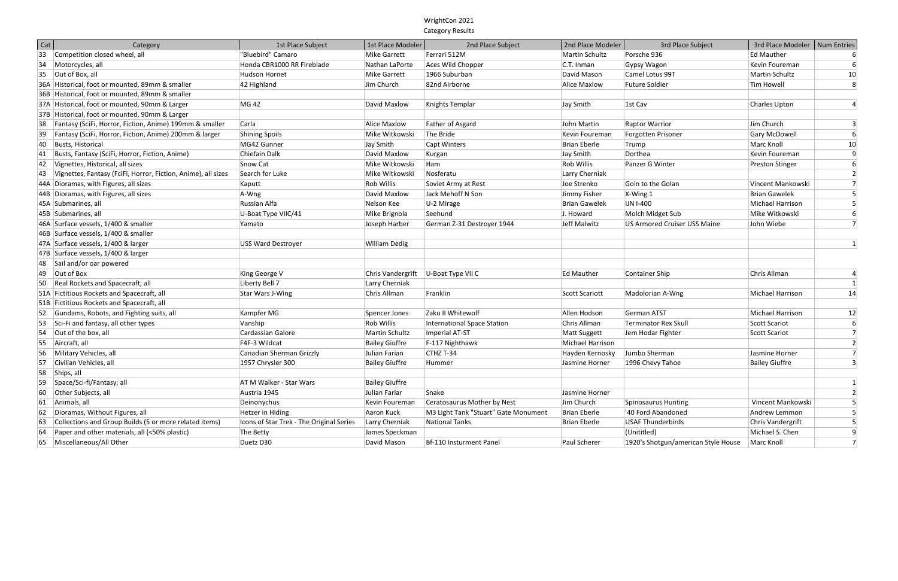WrightCon 2021

Category Results

| Cat | Category | 1st Place Subject | 1st Place Modeler | 2nd Place Subject | 2nd Place Modeler | 3rd Place Subject | 3rd Place Modeler | Num Entries |
|---|---|---|---|---|---|---|---|---|
| 33 | Competition closed wheel, all | "Bluebird" Camaro | Mike Garrett | Ferrari 512M | Martin Schultz | Porsche 936 | Ed Mauther | 6 |
| 34 | Motorcycles, all | Honda CBR1000 RR Fireblade | Nathan LaPorte | Aces Wild Chopper | C.T. Inman | Gypsy Wagon | Kevin Foureman | 6 |
| 35 | Out of Box, all | Hudson Hornet | Mike Garrett | 1966 Suburban | David Mason | Camel Lotus 99T | Martin Schultz | 10 |
| 36A | Historical, foot or mounted, 89mm & smaller | 42 Highland | Jim Church | 82nd Airborne | Alice Maxlow | Future Soldier | Tim Howell | 8 |
| 36B | Historical, foot or mounted, 89mm & smaller | | | | | | | |
| 37A | Historical, foot or mounted, 90mm & Larger | MG 42 | David Maxlow | Knights Templar | Jay Smith | 1st Cav | Charles Upton | 4 |
| 37B | Historical, foot or mounted, 90mm & Larger | | | | | | | |
| 38 | Fantasy (SciFi, Horror, Fiction, Anime) 199mm & smaller | Carla | Alice Maxlow | Father of Asgard | John Martin | Raptor Warrior | Jim Church | 3 |
| 39 | Fantasy (SciFi, Horror, Fiction, Anime) 200mm & larger | Shining Spoils | Mike Witkowski | The Bride | Kevin Foureman | Forgotten Prisoner | Gary McDowell | 6 |
| 40 | Busts, Historical | MG42 Gunner | Jay Smith | Capt Winters | Brian Eberle | Trump | Marc Knoll | 10 |
| 41 | Busts, Fantasy (SciFi, Horror, Fiction, Anime) | Chiefain Dalk | David Maxlow | Kurgan | Jay Smith | Dorthea | Kevin Foureman | 9 |
| 42 | Vignettes, Historical, all sizes | Snow Cat | Mike Witkowski | Ham | Rob Willis | Panzer G Winter | Preston Stinger | 6 |
| 43 | Vignettes, Fantasy (FciFi, Horror, Fiction, Anime), all sizes | Search for Luke | Mike Witkowski | Nosferatu | Larry Cherniak | | | 2 |
| 44A | Dioramas, with Figures, all sizes | Kaputt | Rob Willis | Soviet Army at Rest | Joe Strenko | Goin to the Golan | Vincent Mankowski | 7 |
| 44B | Dioramas, with Figures, all sizes | A-Wng | David Maxlow | Jack Mehoff N Son | Jimmy Fisher | X-Wing 1 | Brian Gawelek | 5 |
| 45A | Submarines, all | Russian Alfa | Nelson Kee | U-2 Mirage | Brian Gawelek | IJN I-400 | Michael Harrison | 5 |
| 45B | Submarines, all | U-Boat Type VIIC/41 | Mike Brignola | Seehund | J. Howard | Molch Midget Sub | Mike Witkowski | 6 |
| 46A | Surface vessels, 1/400 & smaller | Yamato | Joseph Harber | German Z-31 Destroyer 1944 | Jeff Malwitz | US Armored Cruiser USS Maine | John Wiebe | 7 |
| 46B | Surface vessels, 1/400 & smaller | | | | | | | |
| 47A | Surface vessels, 1/400 & larger | USS Ward Destroyer | William Dedig | | | | | 1 |
| 47B | Surface vessels, 1/400 & larger | | | | | | | |
| 48 | Sail and/or oar powered | | | | | | | |
| 49 | Out of Box | King George V | Chris Vandergrift | U-Boat Type VII C | Ed Mauther | Container Ship | Chris Allman | 4 |
| 50 | Real Rockets and Spacecraft; all | Liberty Bell 7 | Larry Cherniak | | | | | 1 |
| 51A | Fictitious Rockets and Spacecraft, all | Star Wars J-Wing | Chris Allman | Franklin | Scott Scariott | Madolorian A-Wng | Michael Harrison | 14 |
| 51B | Fictitious Rockets and Spacecraft, all | | | | | | | |
| 52 | Gundams, Robots, and Fighting suits, all | Kampfer MG | Spencer Jones | Zaku II Whitewolf | Allen Hodson | German ATST | Michael Harrison | 12 |
| 53 | Sci-Fi and fantasy, all other types | Vanship | Rob Willis | International Space Station | Chris Allman | Terminator Rex Skull | Scott Scariot | 6 |
| 54 | Out of the box, all | Cardassian Galore | Martin Schultz | Imperial AT-ST | Matt Suggett | Jem Hodar Fighter | Scott Scariot | 7 |
| 55 | Aircraft, all | F4F-3 Wildcat | Bailey Giuffre | F-117 Nighthawk | Michael Harrison | | | 2 |
| 56 | Military Vehicles, all | Canadian Sherman Grizzly | Julian Farian | CTHZ T-34 | Hayden Kernosky | Jumbo Sherman | Jasmine Horner | 7 |
| 57 | Civilian Vehicles, all | 1957 Chrysler 300 | Bailey Giuffre | Hummer | Jasmine Horner | 1996 Chevy Tahoe | Bailey Giuffre | 3 |
| 58 | Ships, all | | | | | | | |
| 59 | Space/Sci-fi/Fantasy; all | AT M Walker - Star Wars | Bailey Giuffre | | | | | 1 |
| 60 | Other Subjects, all | Austria 1945 | Julian Fariar | Snake | Jasmine Horner | | | 2 |
| 61 | Animals, all | Deinonychus | Kevin Foureman | Ceratosaurus Mother by Nest | Jim Church | Spinosaurus Hunting | Vincent Mankowski | 5 |
| 62 | Dioramas, Without Figures, all | Hetzer in Hiding | Aaron Kuck | M3 Light Tank "Stuart" Gate Monument | Brian Eberle | '40 Ford Abandoned | Andrew Lemmon | 5 |
| 63 | Collections and Group Builds (5 or more related items) | Icons of Star Trek - The Original Series | Larry Cherniak | National Tanks | Brian Eberle | USAF Thunderbirds | Chris Vandergrift | 5 |
| 64 | Paper and other materials, all (<50% plastic) | The Betty | James Speckman | | | (Unititled) | Michael S. Chen | 9 |
| 65 | Miscellaneous/All Other | Duetz D30 | David Mason | Bf-110 Insturment Panel | Paul Scherer | 1920's Shotgun/american Style House | Marc Knoll | 7 |